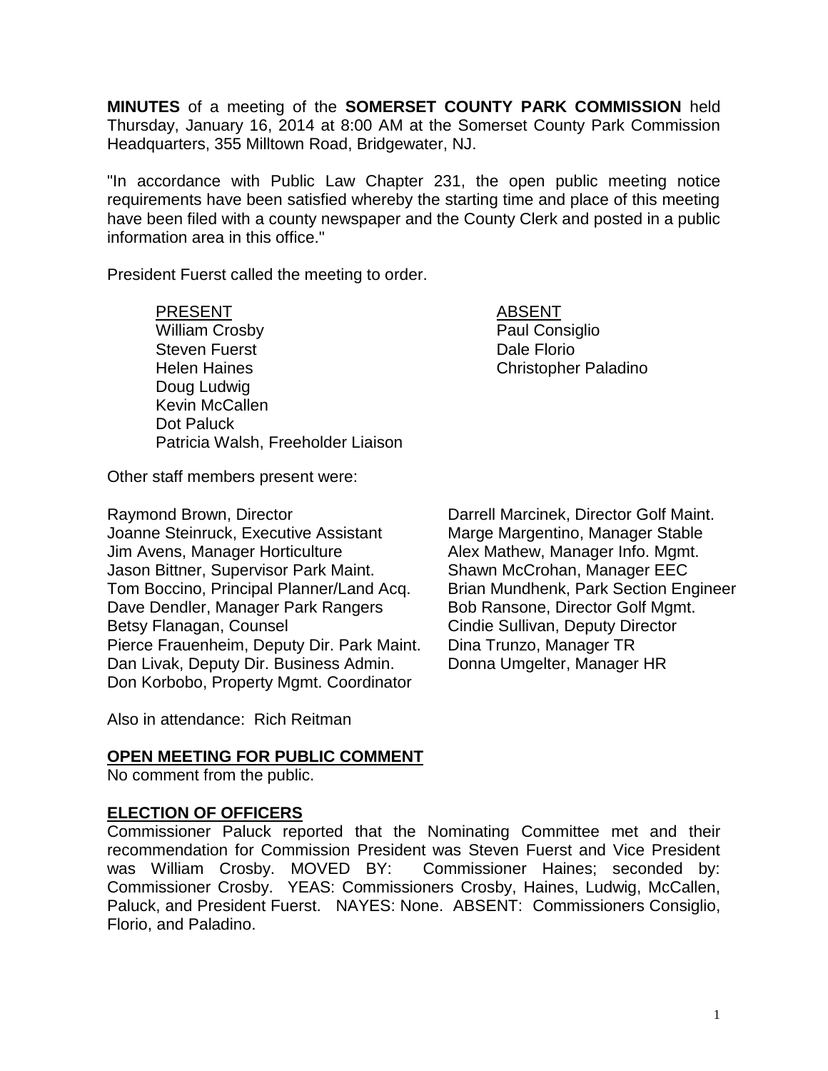**MINUTES** of a meeting of the **SOMERSET COUNTY PARK COMMISSION** held Thursday, January 16, 2014 at 8:00 AM at the Somerset County Park Commission Headquarters, 355 Milltown Road, Bridgewater, NJ.

"In accordance with Public Law Chapter 231, the open public meeting notice requirements have been satisfied whereby the starting time and place of this meeting have been filed with a county newspaper and the County Clerk and posted in a public information area in this office."

President Fuerst called the meeting to order.

| PRESENT | ABSENT |
|---|---|
| William Crosby | Paul Consiglio |
| Steven Fuerst | Dale Florio |
| Helen Haines | Christopher Paladino |
| Doug Ludwig | |
| Kevin McCallen | |
| Dot Paluck | |
| Patricia Walsh, Freeholder Liaison | |

Other staff members present were:

| | |
|---|---|
| Raymond Brown, Director | Darrell Marcinek, Director Golf Maint. |
| Joanne Steinruck, Executive Assistant | Marge Margentino, Manager Stable |
| Jim Avens, Manager Horticulture | Alex Mathew, Manager Info. Mgmt. |
| Jason Bittner, Supervisor Park Maint. | Shawn McCrohan, Manager EEC |
| Tom Boccino, Principal Planner/Land Acq. | Brian Mundhenk, Park Section Engineer |
| Dave Dendler, Manager Park Rangers | Bob Ransone, Director Golf Mgmt. |
| Betsy Flanagan, Counsel | Cindie Sullivan, Deputy Director |
| Pierce Frauenheim, Deputy Dir. Park Maint. | Dina Trunzo, Manager TR |
| Dan Livak, Deputy Dir. Business Admin. | Donna Umgelter, Manager HR |
| Don Korbobo, Property Mgmt. Coordinator | |

Also in attendance: Rich Reitman

## OPEN MEETING FOR PUBLIC COMMENT

No comment from the public.

## ELECTION OF OFFICERS

Commissioner Paluck reported that the Nominating Committee met and their recommendation for Commission President was Steven Fuerst and Vice President was William Crosby. MOVED BY: Commissioner Haines; seconded by: Commissioner Crosby. YEAS: Commissioners Crosby, Haines, Ludwig, McCallen, Paluck, and President Fuerst. NAYES: None. ABSENT: Commissioners Consiglio, Florio, and Paladino.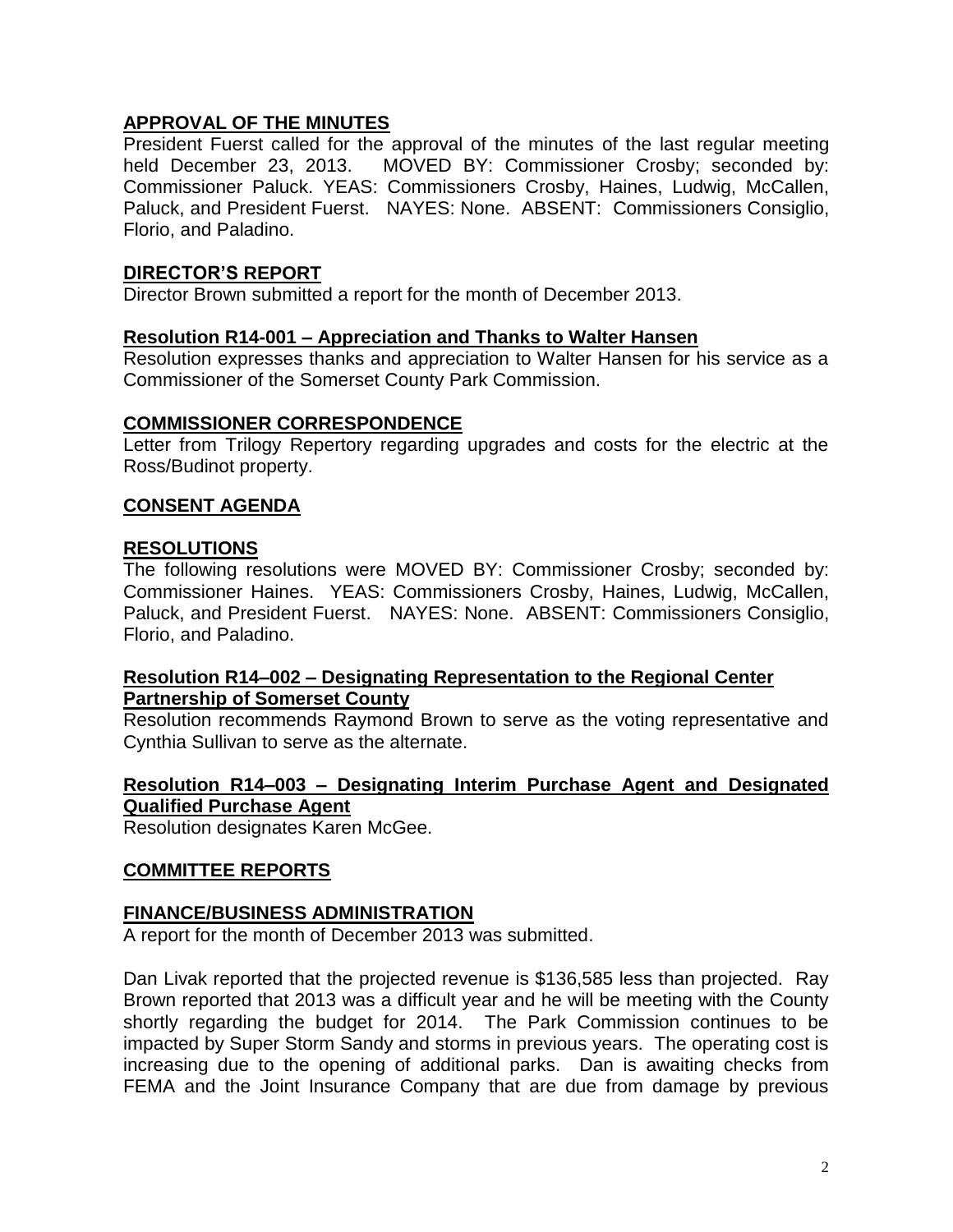**APPROVAL OF THE MINUTES**

President Fuerst called for the approval of the minutes of the last regular meeting held December 23, 2013. MOVED BY: Commissioner Crosby; seconded by: Commissioner Paluck. YEAS: Commissioners Crosby, Haines, Ludwig, McCallen, Paluck, and President Fuerst. NAYES: None. ABSENT: Commissioners Consiglio, Florio, and Paladino.

**DIRECTOR'S REPORT**

Director Brown submitted a report for the month of December 2013.

**Resolution R14-001 – Appreciation and Thanks to Walter Hansen**

Resolution expresses thanks and appreciation to Walter Hansen for his service as a Commissioner of the Somerset County Park Commission.

**COMMISSIONER CORRESPONDENCE**

Letter from Trilogy Repertory regarding upgrades and costs for the electric at the Ross/Budinot property.

**CONSENT AGENDA**

**RESOLUTIONS**

The following resolutions were MOVED BY: Commissioner Crosby; seconded by: Commissioner Haines. YEAS: Commissioners Crosby, Haines, Ludwig, McCallen, Paluck, and President Fuerst. NAYES: None. ABSENT: Commissioners Consiglio, Florio, and Paladino.

**Resolution R14–002 – Designating Representation to the Regional Center Partnership of Somerset County**

Resolution recommends Raymond Brown to serve as the voting representative and Cynthia Sullivan to serve as the alternate.

**Resolution R14–003 – Designating Interim Purchase Agent and Designated Qualified Purchase Agent**

Resolution designates Karen McGee.

**COMMITTEE REPORTS**

**FINANCE/BUSINESS ADMINISTRATION**

A report for the month of December 2013 was submitted.

Dan Livak reported that the projected revenue is $136,585 less than projected. Ray Brown reported that 2013 was a difficult year and he will be meeting with the County shortly regarding the budget for 2014. The Park Commission continues to be impacted by Super Storm Sandy and storms in previous years. The operating cost is increasing due to the opening of additional parks. Dan is awaiting checks from FEMA and the Joint Insurance Company that are due from damage by previous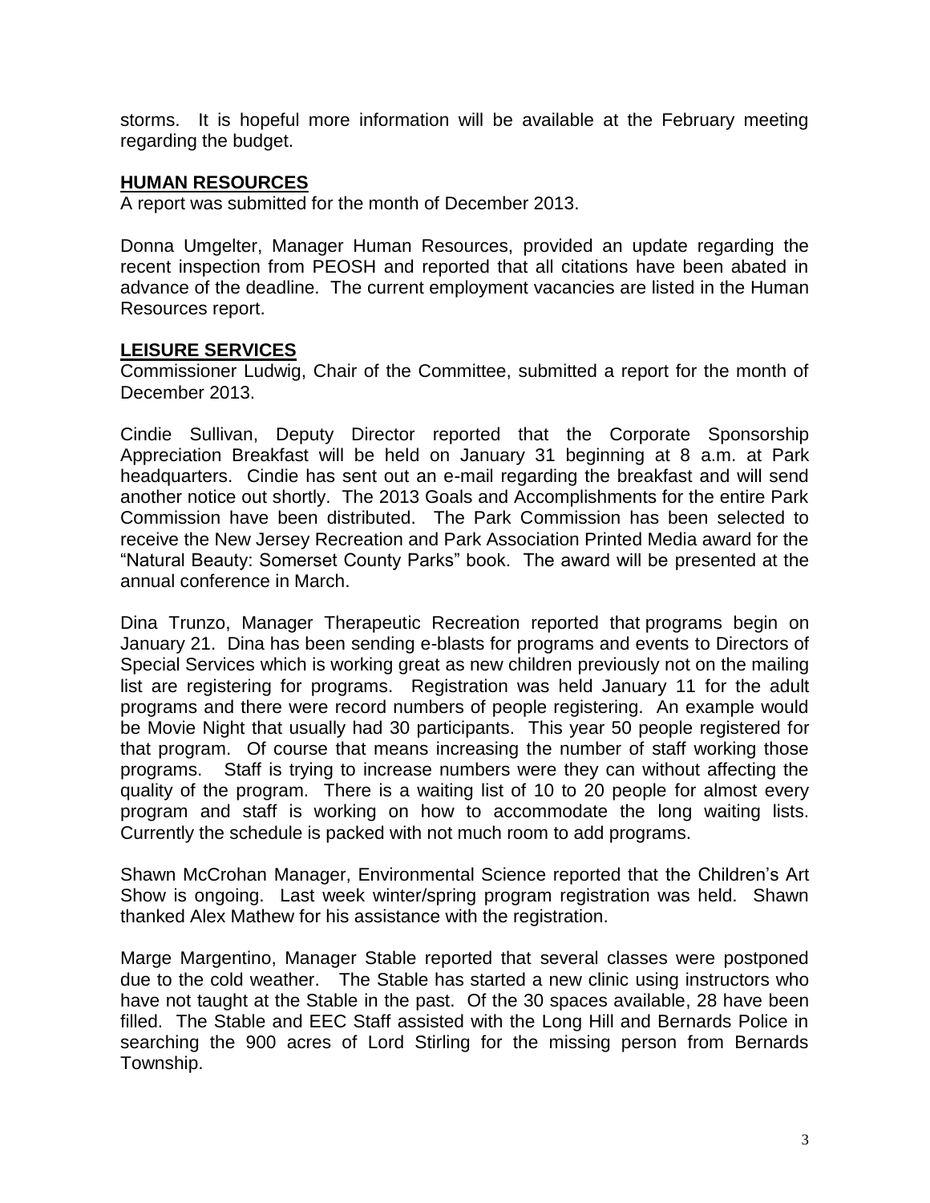storms. It is hopeful more information will be available at the February meeting regarding the budget.

## HUMAN RESOURCES

A report was submitted for the month of December 2013.

Donna Umgelter, Manager Human Resources, provided an update regarding the recent inspection from PEOSH and reported that all citations have been abated in advance of the deadline. The current employment vacancies are listed in the Human Resources report.

## LEISURE SERVICES

Commissioner Ludwig, Chair of the Committee, submitted a report for the month of December 2013.

Cindie Sullivan, Deputy Director reported that the Corporate Sponsorship Appreciation Breakfast will be held on January 31 beginning at 8 a.m. at Park headquarters. Cindie has sent out an e-mail regarding the breakfast and will send another notice out shortly. The 2013 Goals and Accomplishments for the entire Park Commission have been distributed. The Park Commission has been selected to receive the New Jersey Recreation and Park Association Printed Media award for the "Natural Beauty: Somerset County Parks" book. The award will be presented at the annual conference in March.

Dina Trunzo, Manager Therapeutic Recreation reported that programs begin on January 21. Dina has been sending e-blasts for programs and events to Directors of Special Services which is working great as new children previously not on the mailing list are registering for programs. Registration was held January 11 for the adult programs and there were record numbers of people registering. An example would be Movie Night that usually had 30 participants. This year 50 people registered for that program. Of course that means increasing the number of staff working those programs. Staff is trying to increase numbers were they can without affecting the quality of the program. There is a waiting list of 10 to 20 people for almost every program and staff is working on how to accommodate the long waiting lists. Currently the schedule is packed with not much room to add programs.

Shawn McCrohan Manager, Environmental Science reported that the Children's Art Show is ongoing. Last week winter/spring program registration was held. Shawn thanked Alex Mathew for his assistance with the registration.

Marge Margentino, Manager Stable reported that several classes were postponed due to the cold weather. The Stable has started a new clinic using instructors who have not taught at the Stable in the past. Of the 30 spaces available, 28 have been filled. The Stable and EEC Staff assisted with the Long Hill and Bernards Police in searching the 900 acres of Lord Stirling for the missing person from Bernards Township.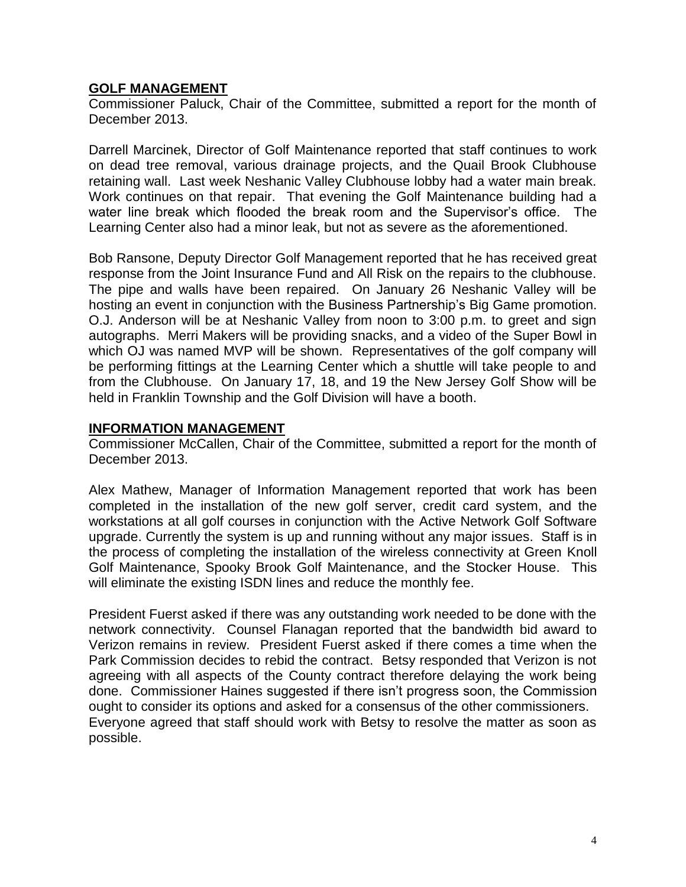## **GOLF MANAGEMENT**

Commissioner Paluck, Chair of the Committee, submitted a report for the month of December 2013.

Darrell Marcinek, Director of Golf Maintenance reported that staff continues to work on dead tree removal, various drainage projects, and the Quail Brook Clubhouse retaining wall. Last week Neshanic Valley Clubhouse lobby had a water main break. Work continues on that repair. That evening the Golf Maintenance building had a water line break which flooded the break room and the Supervisor's office. The Learning Center also had a minor leak, but not as severe as the aforementioned.

Bob Ransone, Deputy Director Golf Management reported that he has received great response from the Joint Insurance Fund and All Risk on the repairs to the clubhouse. The pipe and walls have been repaired. On January 26 Neshanic Valley will be hosting an event in conjunction with the Business Partnership's Big Game promotion. O.J. Anderson will be at Neshanic Valley from noon to 3:00 p.m. to greet and sign autographs. Merri Makers will be providing snacks, and a video of the Super Bowl in which OJ was named MVP will be shown. Representatives of the golf company will be performing fittings at the Learning Center which a shuttle will take people to and from the Clubhouse. On January 17, 18, and 19 the New Jersey Golf Show will be held in Franklin Township and the Golf Division will have a booth.

## **INFORMATION MANAGEMENT**

Commissioner McCallen, Chair of the Committee, submitted a report for the month of December 2013.

Alex Mathew, Manager of Information Management reported that work has been completed in the installation of the new golf server, credit card system, and the workstations at all golf courses in conjunction with the Active Network Golf Software upgrade. Currently the system is up and running without any major issues. Staff is in the process of completing the installation of the wireless connectivity at Green Knoll Golf Maintenance, Spooky Brook Golf Maintenance, and the Stocker House. This will eliminate the existing ISDN lines and reduce the monthly fee.

President Fuerst asked if there was any outstanding work needed to be done with the network connectivity. Counsel Flanagan reported that the bandwidth bid award to Verizon remains in review. President Fuerst asked if there comes a time when the Park Commission decides to rebid the contract. Betsy responded that Verizon is not agreeing with all aspects of the County contract therefore delaying the work being done. Commissioner Haines suggested if there isn't progress soon, the Commission ought to consider its options and asked for a consensus of the other commissioners. Everyone agreed that staff should work with Betsy to resolve the matter as soon as possible.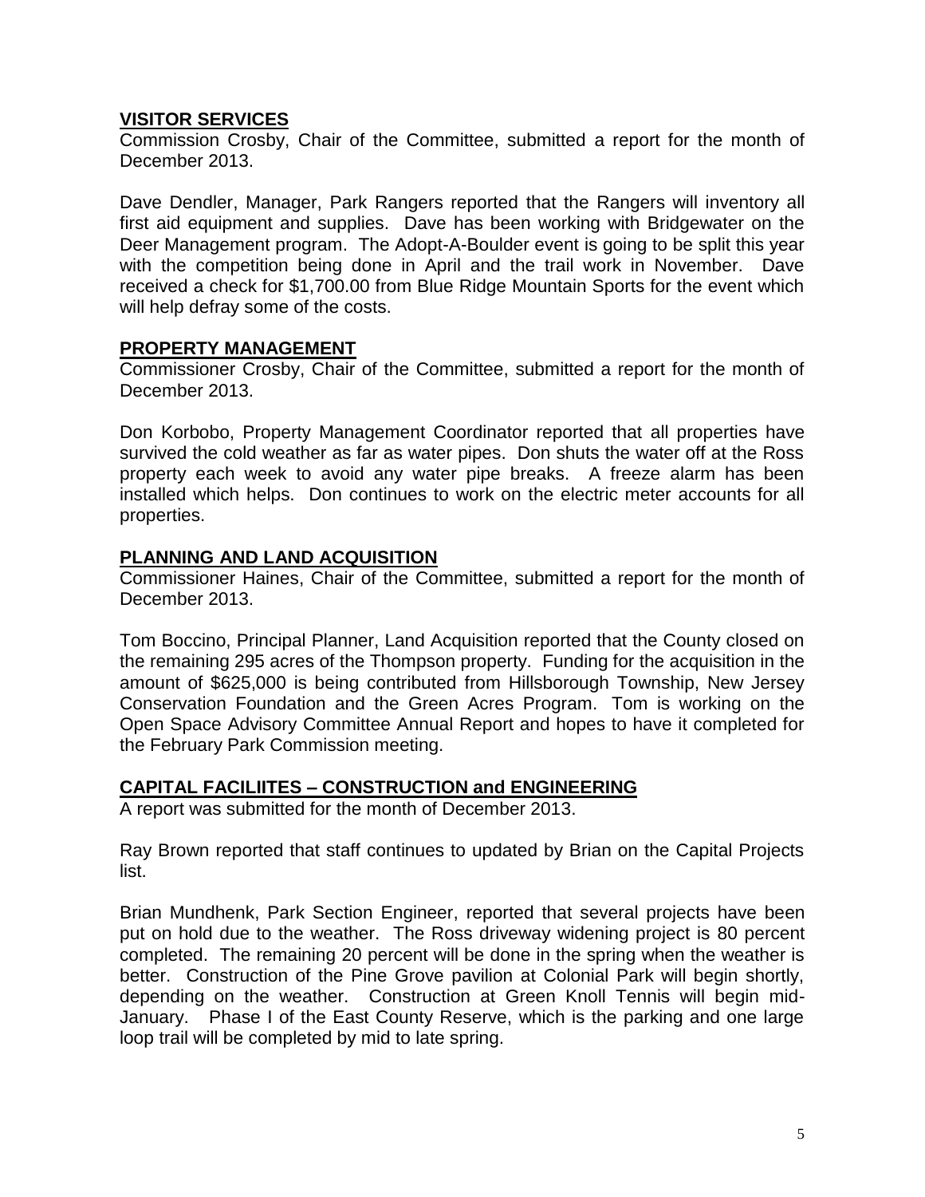## VISITOR SERVICES

Commission Crosby, Chair of the Committee, submitted a report for the month of December 2013.

Dave Dendler, Manager, Park Rangers reported that the Rangers will inventory all first aid equipment and supplies. Dave has been working with Bridgewater on the Deer Management program. The Adopt-A-Boulder event is going to be split this year with the competition being done in April and the trail work in November. Dave received a check for $1,700.00 from Blue Ridge Mountain Sports for the event which will help defray some of the costs.

## PROPERTY MANAGEMENT

Commissioner Crosby, Chair of the Committee, submitted a report for the month of December 2013.

Don Korbobo, Property Management Coordinator reported that all properties have survived the cold weather as far as water pipes. Don shuts the water off at the Ross property each week to avoid any water pipe breaks. A freeze alarm has been installed which helps. Don continues to work on the electric meter accounts for all properties.

## PLANNING AND LAND ACQUISITION

Commissioner Haines, Chair of the Committee, submitted a report for the month of December 2013.

Tom Boccino, Principal Planner, Land Acquisition reported that the County closed on the remaining 295 acres of the Thompson property. Funding for the acquisition in the amount of $625,000 is being contributed from Hillsborough Township, New Jersey Conservation Foundation and the Green Acres Program. Tom is working on the Open Space Advisory Committee Annual Report and hopes to have it completed for the February Park Commission meeting.

## CAPITAL FACILIITES – CONSTRUCTION and ENGINEERING

A report was submitted for the month of December 2013.

Ray Brown reported that staff continues to updated by Brian on the Capital Projects list.

Brian Mundhenk, Park Section Engineer, reported that several projects have been put on hold due to the weather. The Ross driveway widening project is 80 percent completed. The remaining 20 percent will be done in the spring when the weather is better. Construction of the Pine Grove pavilion at Colonial Park will begin shortly, depending on the weather. Construction at Green Knoll Tennis will begin mid-January. Phase I of the East County Reserve, which is the parking and one large loop trail will be completed by mid to late spring.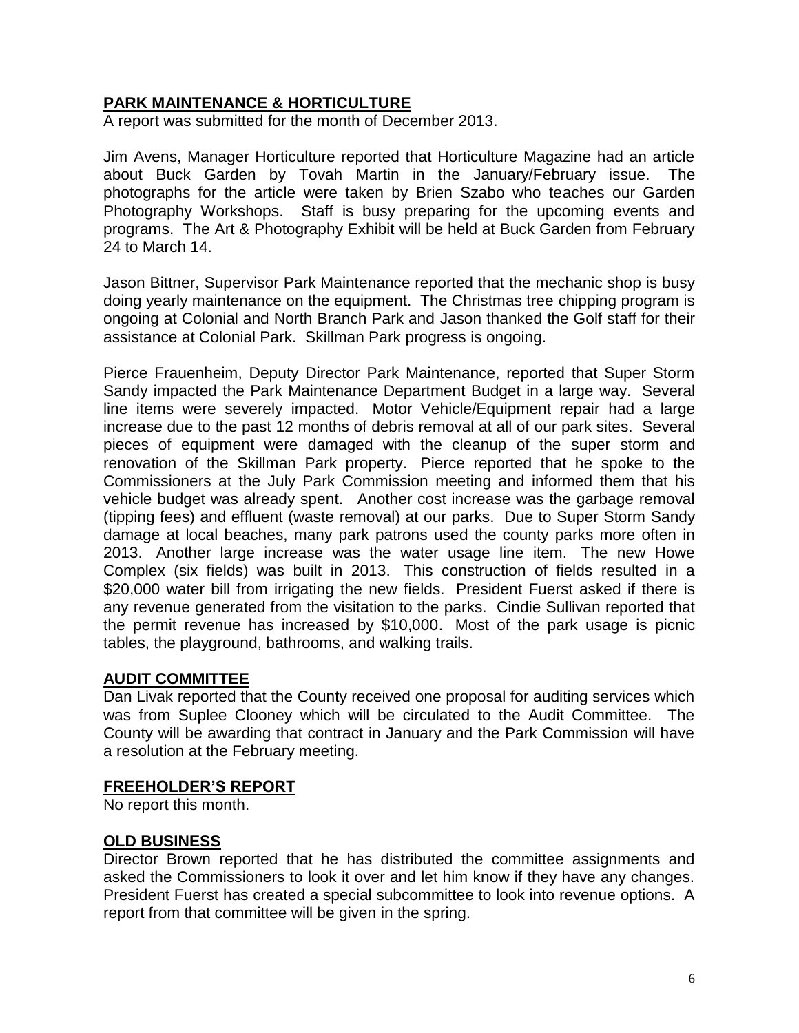## PARK MAINTENANCE & HORTICULTURE

A report was submitted for the month of December 2013.

Jim Avens, Manager Horticulture reported that Horticulture Magazine had an article about Buck Garden by Tovah Martin in the January/February issue. The photographs for the article were taken by Brien Szabo who teaches our Garden Photography Workshops. Staff is busy preparing for the upcoming events and programs. The Art & Photography Exhibit will be held at Buck Garden from February 24 to March 14.

Jason Bittner, Supervisor Park Maintenance reported that the mechanic shop is busy doing yearly maintenance on the equipment. The Christmas tree chipping program is ongoing at Colonial and North Branch Park and Jason thanked the Golf staff for their assistance at Colonial Park. Skillman Park progress is ongoing.

Pierce Frauenheim, Deputy Director Park Maintenance, reported that Super Storm Sandy impacted the Park Maintenance Department Budget in a large way. Several line items were severely impacted. Motor Vehicle/Equipment repair had a large increase due to the past 12 months of debris removal at all of our park sites. Several pieces of equipment were damaged with the cleanup of the super storm and renovation of the Skillman Park property. Pierce reported that he spoke to the Commissioners at the July Park Commission meeting and informed them that his vehicle budget was already spent. Another cost increase was the garbage removal (tipping fees) and effluent (waste removal) at our parks. Due to Super Storm Sandy damage at local beaches, many park patrons used the county parks more often in 2013. Another large increase was the water usage line item. The new Howe Complex (six fields) was built in 2013. This construction of fields resulted in a $20,000 water bill from irrigating the new fields. President Fuerst asked if there is any revenue generated from the visitation to the parks. Cindie Sullivan reported that the permit revenue has increased by $10,000. Most of the park usage is picnic tables, the playground, bathrooms, and walking trails.

## AUDIT COMMITTEE

Dan Livak reported that the County received one proposal for auditing services which was from Suplee Clooney which will be circulated to the Audit Committee. The County will be awarding that contract in January and the Park Commission will have a resolution at the February meeting.

## FREEHOLDER'S REPORT

No report this month.

## OLD BUSINESS

Director Brown reported that he has distributed the committee assignments and asked the Commissioners to look it over and let him know if they have any changes. President Fuerst has created a special subcommittee to look into revenue options. A report from that committee will be given in the spring.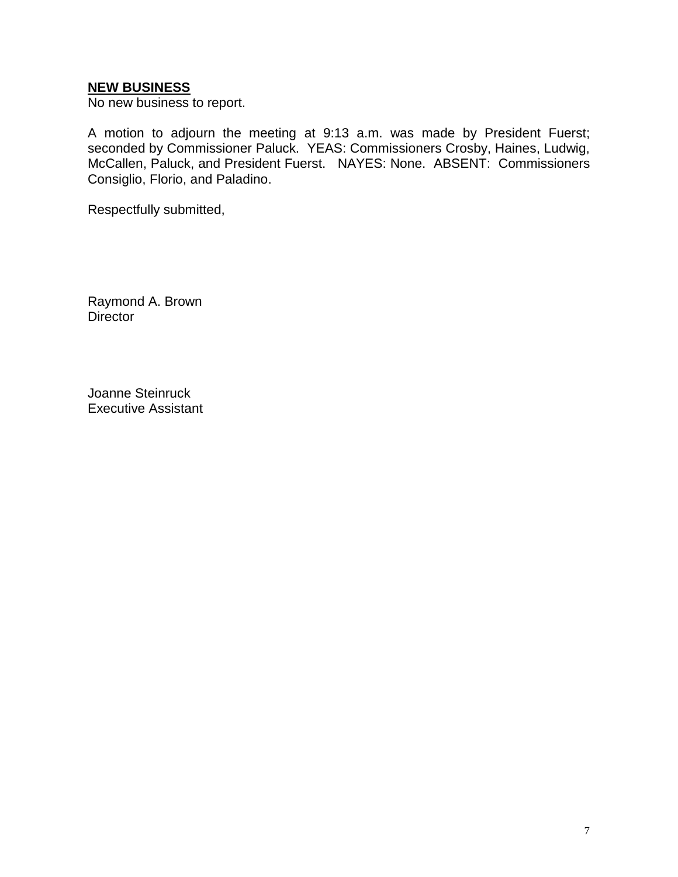**NEW BUSINESS**
No new business to report.

A motion to adjourn the meeting at 9:13 a.m. was made by President Fuerst; seconded by Commissioner Paluck. YEAS: Commissioners Crosby, Haines, Ludwig, McCallen, Paluck, and President Fuerst. NAYES: None. ABSENT: Commissioners Consiglio, Florio, and Paladino.

Respectfully submitted,

Raymond A. Brown
Director

Joanne Steinruck
Executive Assistant